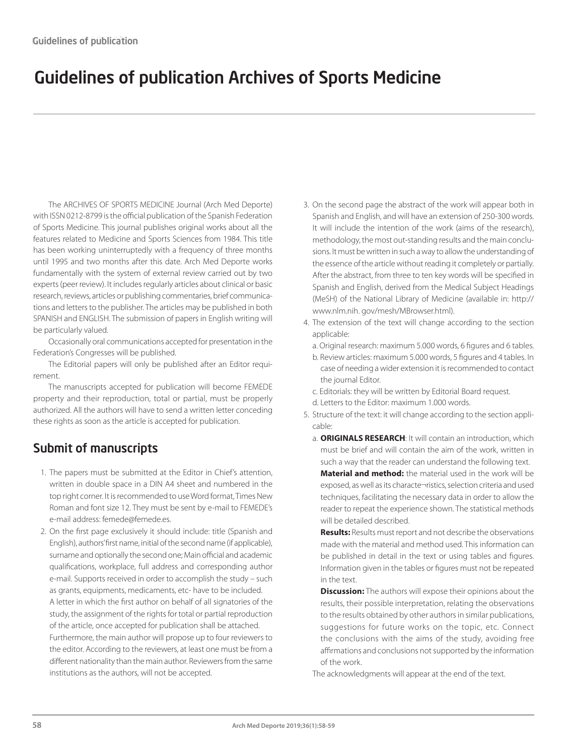# Guidelines of publication Archives of Sports Medicine

The ARCHIVES OF SPORTS MEDICINE Journal (Arch Med Deporte) with ISSN 0212-8799 is the official publication of the Spanish Federation of Sports Medicine. This journal publishes original works about all the features related to Medicine and Sports Sciences from 1984. This title has been working uninterruptedly with a frequency of three months until 1995 and two months after this date. Arch Med Deporte works fundamentally with the system of external review carried out by two experts (peer review). It includes regularly articles about clinical or basic research, reviews, articles or publishing commentaries, brief communications and letters to the publisher. The articles may be published in both SPANISH and ENGLISH. The submission of papers in English writing will be particularly valued.

Occasionally oral communications accepted for presentation in the Federation's Congresses will be published.

The Editorial papers will only be published after an Editor requirement.

The manuscripts accepted for publication will become FEMEDE property and their reproduction, total or partial, must be properly authorized. All the authors will have to send a written letter conceding these rights as soon as the article is accepted for publication.

## Submit of manuscripts

1. The papers must be submitted at the Editor in Chief's attention, written in double space in a DIN A4 sheet and numbered in the top right corner. It is recommended to use Word format, Times New Roman and font size 12. They must be sent by e-mail to FEMEDE's e-mail address: femede@femede.es.
2. On the first page exclusively it should include: title (Spanish and English), authors' first name, initial of the second name (if applicable), surname and optionally the second one; Main official and academic qualifications, workplace, full address and corresponding author e-mail. Supports received in order to accomplish the study – such as grants, equipments, medicaments, etc- have to be included.
   A letter in which the first author on behalf of all signatories of the study, the assignment of the rights for total or partial reproduction of the article, once accepted for publication shall be attached.
   Furthermore, the main author will propose up to four reviewers to the editor. According to the reviewers, at least one must be from a different nationality than the main author. Reviewers from the same institutions as the authors, will not be accepted.
3. On the second page the abstract of the work will appear both in Spanish and English, and will have an extension of 250-300 words. It will include the intention of the work (aims of the research), methodology, the most out-standing results and the main conclusions. It must be written in such a way to allow the understanding of the essence of the article without reading it completely or partially. After the abstract, from three to ten key words will be specified in Spanish and English, derived from the Medical Subject Headings (MeSH) of the National Library of Medicine (available in: http://www.nlm.nih. gov/mesh/MBrowser.html).
4. The extension of the text will change according to the section applicable:
   a. Original research: maximum 5.000 words, 6 figures and 6 tables.
   b. Review articles: maximum 5.000 words, 5 figures and 4 tables. In case of needing a wider extension it is recommended to contact the journal Editor.
   c. Editorials: they will be written by Editorial Board request.
   d. Letters to the Editor: maximum 1.000 words.
5. Structure of the text: it will change according to the section applicable:
   a. **ORIGINALS RESEARCH**: It will contain an introduction, which must be brief and will contain the aim of the work, written in such a way that the reader can understand the following text.
   **Material and method:** the material used in the work will be exposed, as well as its characte¬ristics, selection criteria and used techniques, facilitating the necessary data in order to allow the reader to repeat the experience shown. The statistical methods will be detailed described.
   **Results:** Results must report and not describe the observations made with the material and method used. This information can be published in detail in the text or using tables and figures. Information given in the tables or figures must not be repeated in the text.
   **Discussion:** The authors will expose their opinions about the results, their possible interpretation, relating the observations to the results obtained by other authors in similar publications, suggestions for future works on the topic, etc. Connect the conclusions with the aims of the study, avoiding free affirmations and conclusions not supported by the information of the work.

   The acknowledgments will appear at the end of the text.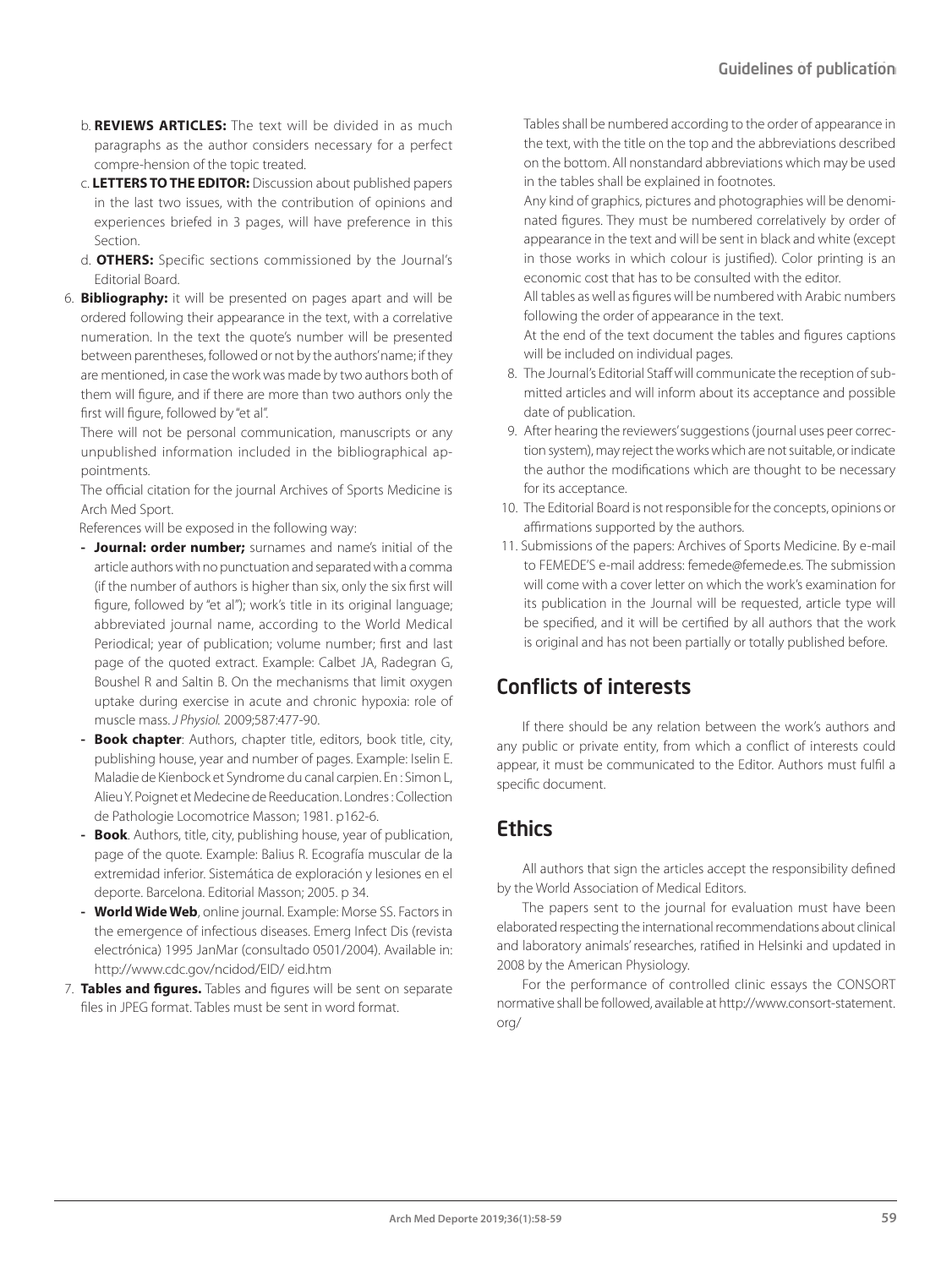b. **REVIEWS ARTICLES:** The text will be divided in as much paragraphs as the author considers necessary for a perfect compre-hension of the topic treated.

c. **LETTERS TO THE EDITOR:** Discussion about published papers in the last two issues, with the contribution of opinions and experiences briefed in 3 pages, will have preference in this Section.

d. **OTHERS:** Specific sections commissioned by the Journal's Editorial Board.

6. **Bibliography:** it will be presented on pages apart and will be ordered following their appearance in the text, with a correlative numeration. In the text the quote's number will be presented between parentheses, followed or not by the authors' name; if they are mentioned, in case the work was made by two authors both of them will figure, and if there are more than two authors only the first will figure, followed by "et al".

   There will not be personal communication, manuscripts or any unpublished information included in the bibliographical appointments.

   The official citation for the journal Archives of Sports Medicine is Arch Med Sport.

   References will be exposed in the following way:

   - **Journal: order number;** surnames and name's initial of the article authors with no punctuation and separated with a comma (if the number of authors is higher than six, only the six first will figure, followed by "et al"); work's title in its original language; abbreviated journal name, according to the World Medical Periodical; year of publication; volume number; first and last page of the quoted extract. Example: Calbet JA, Radegran G, Boushel R and Saltin B. On the mechanisms that limit oxygen uptake during exercise in acute and chronic hypoxia: role of muscle mass. *J Physiol.* 2009;587:477-90.
   - **Book chapter**: Authors, chapter title, editors, book title, city, publishing house, year and number of pages. Example: Iselin E. Maladie de Kienbock et Syndrome du canal carpien. En : Simon L, Alieu Y. Poignet et Medecine de Reeducation. Londres : Collection de Pathologie Locomotrice Masson; 1981. p162-6.
   - **Book**. Authors, title, city, publishing house, year of publication, page of the quote. Example: Balius R. Ecografía muscular de la extremidad inferior. Sistemática de exploración y lesiones en el deporte. Barcelona. Editorial Masson; 2005. p 34.
   - **World Wide Web**, online journal. Example: Morse SS. Factors in the emergence of infectious diseases. Emerg Infect Dis (revista electrónica) 1995 JanMar (consultado 0501/2004). Available in: http://www.cdc.gov/ncidod/EID/ eid.htm

7. **Tables and figures.** Tables and figures will be sent on separate files in JPEG format. Tables must be sent in word format.

   Tables shall be numbered according to the order of appearance in the text, with the title on the top and the abbreviations described on the bottom. All nonstandard abbreviations which may be used in the tables shall be explained in footnotes.

   Any kind of graphics, pictures and photographies will be denominated figures. They must be numbered correlatively by order of appearance in the text and will be sent in black and white (except in those works in which colour is justified). Color printing is an economic cost that has to be consulted with the editor.

   All tables as well as figures will be numbered with Arabic numbers following the order of appearance in the text.

   At the end of the text document the tables and figures captions will be included on individual pages.

8. The Journal's Editorial Staff will communicate the reception of submitted articles and will inform about its acceptance and possible date of publication.

9. After hearing the reviewers' suggestions (journal uses peer correction system), may reject the works which are not suitable, or indicate the author the modifications which are thought to be necessary for its acceptance.

10. The Editorial Board is not responsible for the concepts, opinions or affirmations supported by the authors.

11. Submissions of the papers: Archives of Sports Medicine. By e-mail to FEMEDE'S e-mail address: femede@femede.es. The submission will come with a cover letter on which the work's examination for its publication in the Journal will be requested, article type will be specified, and it will be certified by all authors that the work is original and has not been partially or totally published before.

## Conflicts of interests

If there should be any relation between the work's authors and any public or private entity, from which a conflict of interests could appear, it must be communicated to the Editor. Authors must fulfil a specific document.

## Ethics

All authors that sign the articles accept the responsibility defined by the World Association of Medical Editors.

The papers sent to the journal for evaluation must have been elaborated respecting the international recommendations about clinical and laboratory animals' researches, ratified in Helsinki and updated in 2008 by the American Physiology.

For the performance of controlled clinic essays the CONSORT normative shall be followed, available at http://www.consort-statement.org/